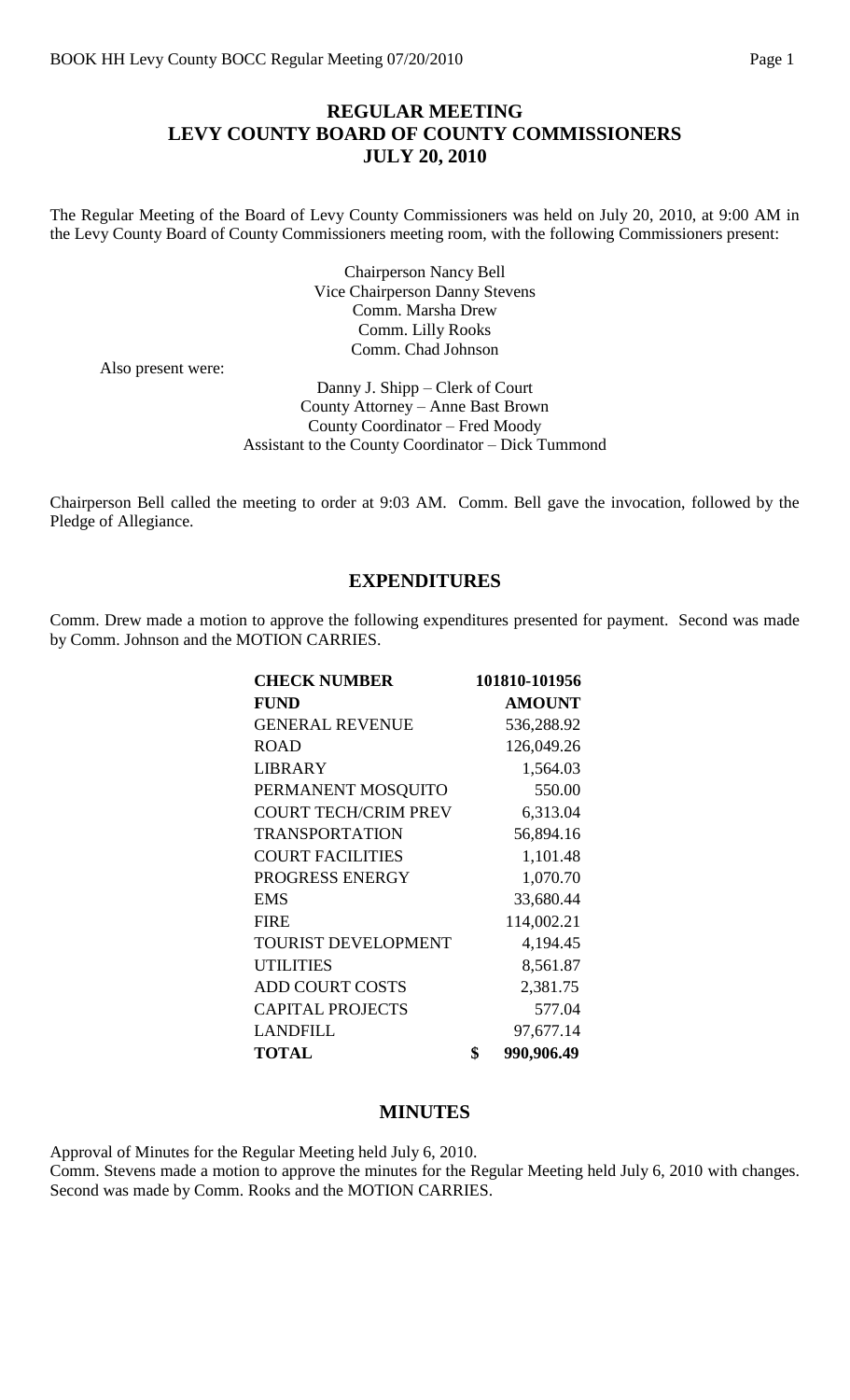# REGULAR MEETING
# LEVY COUNTY BOARD OF COUNTY COMMISSIONERS
# JULY 20, 2010

The Regular Meeting of the Board of Levy County Commissioners was held on July 20, 2010, at 9:00 AM in the Levy County Board of County Commissioners meeting room, with the following Commissioners present:

Chairperson Nancy Bell
Vice Chairperson Danny Stevens
Comm. Marsha Drew
Comm. Lilly Rooks
Comm. Chad Johnson

Also present were:

Danny J. Shipp – Clerk of Court
County Attorney – Anne Bast Brown
County Coordinator – Fred Moody
Assistant to the County Coordinator – Dick Tummond

Chairperson Bell called the meeting to order at 9:03 AM. Comm. Bell gave the invocation, followed by the Pledge of Allegiance.

## EXPENDITURES

Comm. Drew made a motion to approve the following expenditures presented for payment. Second was made by Comm. Johnson and the MOTION CARRIES.

| **CHECK NUMBER** | **101810-101956** |
|---|---|
| **FUND** | **AMOUNT** |
| GENERAL REVENUE | 536,288.92 |
| ROAD | 126,049.26 |
| LIBRARY | 1,564.03 |
| PERMANENT MOSQUITO | 550.00 |
| COURT TECH/CRIM PREV | 6,313.04 |
| TRANSPORTATION | 56,894.16 |
| COURT FACILITIES | 1,101.48 |
| PROGRESS ENERGY | 1,070.70 |
| EMS | 33,680.44 |
| FIRE | 114,002.21 |
| TOURIST DEVELOPMENT | 4,194.45 |
| UTILITIES | 8,561.87 |
| ADD COURT COSTS | 2,381.75 |
| CAPITAL PROJECTS | 577.04 |
| LANDFILL | 97,677.14 |
| **TOTAL** | **$ 990,906.49** |

## MINUTES

Approval of Minutes for the Regular Meeting held July 6, 2010.
Comm. Stevens made a motion to approve the minutes for the Regular Meeting held July 6, 2010 with changes. Second was made by Comm. Rooks and the MOTION CARRIES.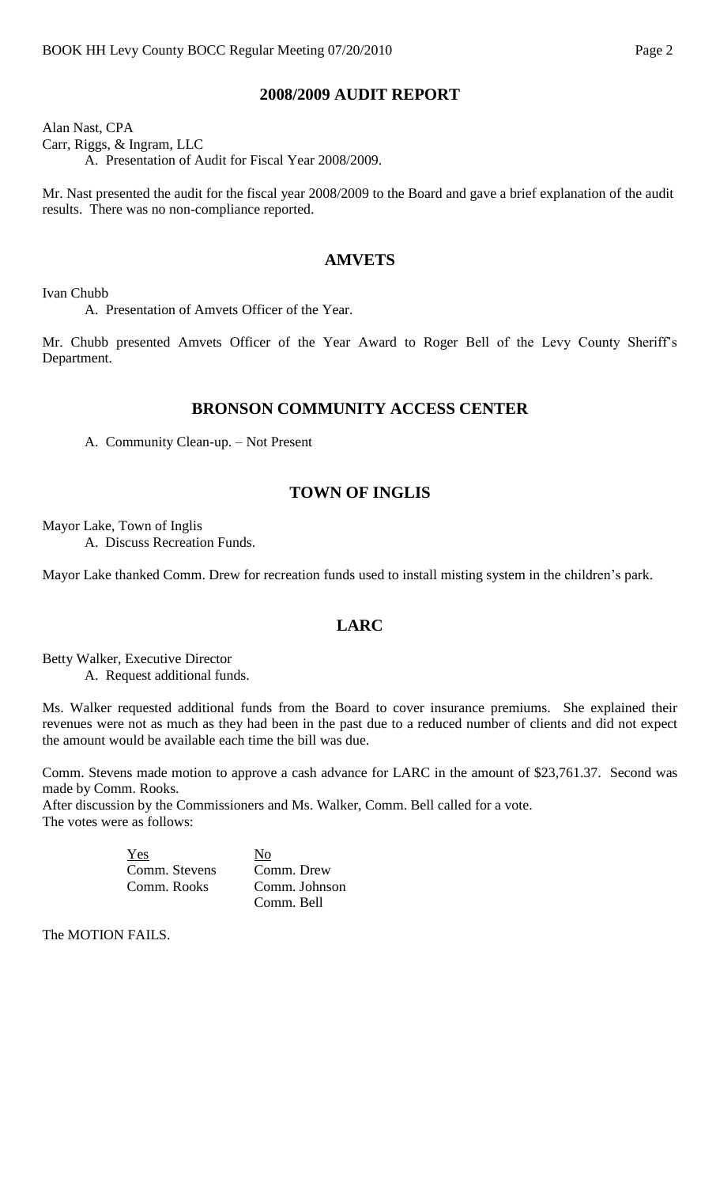## 2008/2009 AUDIT REPORT

Alan Nast, CPA
Carr, Riggs, & Ingram, LLC

A. Presentation of Audit for Fiscal Year 2008/2009.

Mr. Nast presented the audit for the fiscal year 2008/2009 to the Board and gave a brief explanation of the audit results. There was no non-compliance reported.

## AMVETS

Ivan Chubb

A. Presentation of Amvets Officer of the Year.

Mr. Chubb presented Amvets Officer of the Year Award to Roger Bell of the Levy County Sheriff's Department.

## BRONSON COMMUNITY ACCESS CENTER

A. Community Clean-up. – Not Present

## TOWN OF INGLIS

Mayor Lake, Town of Inglis

A. Discuss Recreation Funds.

Mayor Lake thanked Comm. Drew for recreation funds used to install misting system in the children's park.

## LARC

Betty Walker, Executive Director

A. Request additional funds.

Ms. Walker requested additional funds from the Board to cover insurance premiums. She explained their revenues were not as much as they had been in the past due to a reduced number of clients and did not expect the amount would be available each time the bill was due.

Comm. Stevens made motion to approve a cash advance for LARC in the amount of $23,761.37. Second was made by Comm. Rooks.
After discussion by the Commissioners and Ms. Walker, Comm. Bell called for a vote.
The votes were as follows:

| Yes | No |
|---|---|
| Comm. Stevens | Comm. Drew |
| Comm. Rooks | Comm. Johnson |
| | Comm. Bell |

The MOTION FAILS.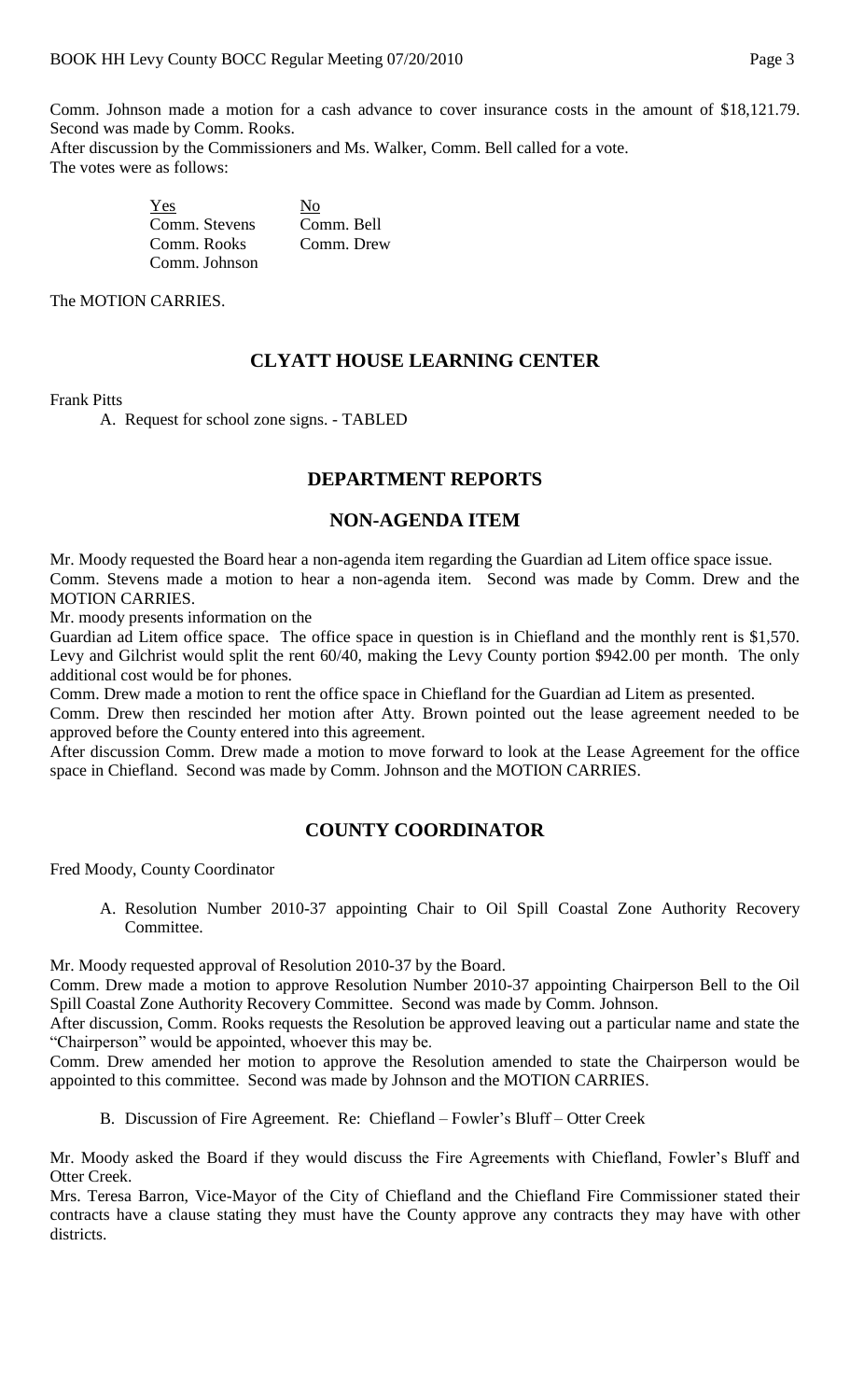Comm. Johnson made a motion for a cash advance to cover insurance costs in the amount of $18,121.79. Second was made by Comm. Rooks.

After discussion by the Commissioners and Ms. Walker, Comm. Bell called for a vote.

The votes were as follows:

| Yes | No |
|---|---|
| Comm. Stevens | Comm. Bell |
| Comm. Rooks | Comm. Drew |
| Comm. Johnson | |

The MOTION CARRIES.

## CLYATT HOUSE LEARNING CENTER

Frank Pitts

A. Request for school zone signs. - TABLED

## DEPARTMENT REPORTS

## NON-AGENDA ITEM

Mr. Moody requested the Board hear a non-agenda item regarding the Guardian ad Litem office space issue.

Comm. Stevens made a motion to hear a non-agenda item. Second was made by Comm. Drew and the MOTION CARRIES.

Mr. moody presents information on the

Guardian ad Litem office space. The office space in question is in Chiefland and the monthly rent is $1,570. Levy and Gilchrist would split the rent 60/40, making the Levy County portion $942.00 per month. The only additional cost would be for phones.

Comm. Drew made a motion to rent the office space in Chiefland for the Guardian ad Litem as presented.

Comm. Drew then rescinded her motion after Atty. Brown pointed out the lease agreement needed to be approved before the County entered into this agreement.

After discussion Comm. Drew made a motion to move forward to look at the Lease Agreement for the office space in Chiefland. Second was made by Comm. Johnson and the MOTION CARRIES.

## COUNTY COORDINATOR

Fred Moody, County Coordinator

A. Resolution Number 2010-37 appointing Chair to Oil Spill Coastal Zone Authority Recovery Committee.

Mr. Moody requested approval of Resolution 2010-37 by the Board.

Comm. Drew made a motion to approve Resolution Number 2010-37 appointing Chairperson Bell to the Oil Spill Coastal Zone Authority Recovery Committee. Second was made by Comm. Johnson.

After discussion, Comm. Rooks requests the Resolution be approved leaving out a particular name and state the "Chairperson" would be appointed, whoever this may be.

Comm. Drew amended her motion to approve the Resolution amended to state the Chairperson would be appointed to this committee. Second was made by Johnson and the MOTION CARRIES.

B. Discussion of Fire Agreement. Re: Chiefland – Fowler's Bluff – Otter Creek

Mr. Moody asked the Board if they would discuss the Fire Agreements with Chiefland, Fowler's Bluff and Otter Creek.

Mrs. Teresa Barron, Vice-Mayor of the City of Chiefland and the Chiefland Fire Commissioner stated their contracts have a clause stating they must have the County approve any contracts they may have with other districts.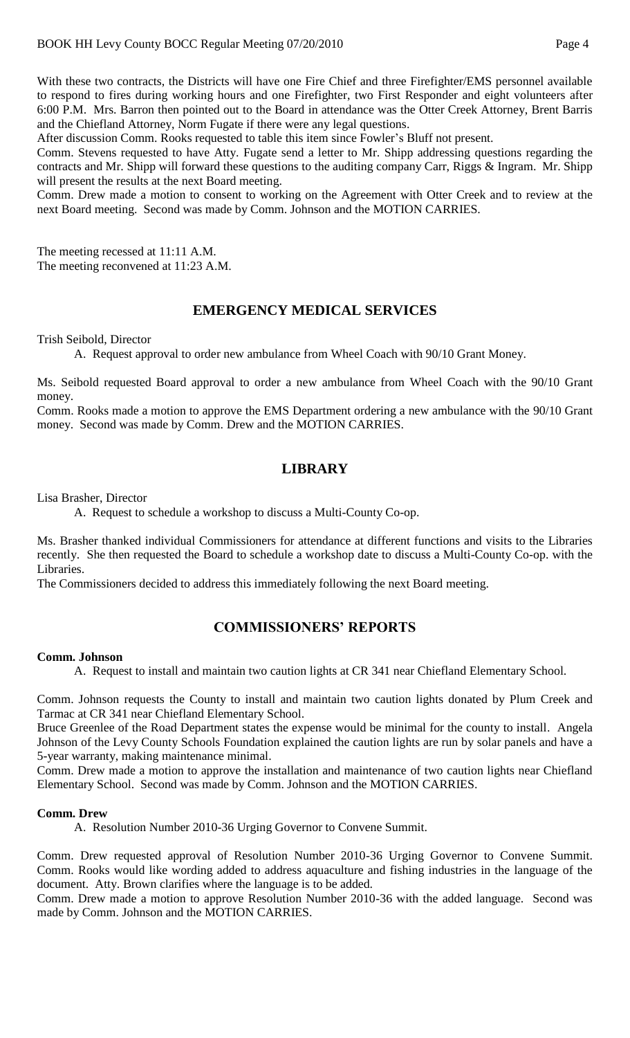With these two contracts, the Districts will have one Fire Chief and three Firefighter/EMS personnel available to respond to fires during working hours and one Firefighter, two First Responder and eight volunteers after 6:00 P.M. Mrs. Barron then pointed out to the Board in attendance was the Otter Creek Attorney, Brent Barris and the Chiefland Attorney, Norm Fugate if there were any legal questions.

After discussion Comm. Rooks requested to table this item since Fowler's Bluff not present.

Comm. Stevens requested to have Atty. Fugate send a letter to Mr. Shipp addressing questions regarding the contracts and Mr. Shipp will forward these questions to the auditing company Carr, Riggs & Ingram. Mr. Shipp will present the results at the next Board meeting.

Comm. Drew made a motion to consent to working on the Agreement with Otter Creek and to review at the next Board meeting. Second was made by Comm. Johnson and the MOTION CARRIES.

The meeting recessed at 11:11 A.M.
The meeting reconvened at 11:23 A.M.

## EMERGENCY MEDICAL SERVICES

Trish Seibold, Director

A. Request approval to order new ambulance from Wheel Coach with 90/10 Grant Money.

Ms. Seibold requested Board approval to order a new ambulance from Wheel Coach with the 90/10 Grant money.

Comm. Rooks made a motion to approve the EMS Department ordering a new ambulance with the 90/10 Grant money. Second was made by Comm. Drew and the MOTION CARRIES.

## LIBRARY

Lisa Brasher, Director

A. Request to schedule a workshop to discuss a Multi-County Co-op.

Ms. Brasher thanked individual Commissioners for attendance at different functions and visits to the Libraries recently. She then requested the Board to schedule a workshop date to discuss a Multi-County Co-op. with the Libraries.

The Commissioners decided to address this immediately following the next Board meeting.

## COMMISSIONERS' REPORTS

**Comm. Johnson**

A. Request to install and maintain two caution lights at CR 341 near Chiefland Elementary School.

Comm. Johnson requests the County to install and maintain two caution lights donated by Plum Creek and Tarmac at CR 341 near Chiefland Elementary School.

Bruce Greenlee of the Road Department states the expense would be minimal for the county to install. Angela Johnson of the Levy County Schools Foundation explained the caution lights are run by solar panels and have a 5-year warranty, making maintenance minimal.

Comm. Drew made a motion to approve the installation and maintenance of two caution lights near Chiefland Elementary School. Second was made by Comm. Johnson and the MOTION CARRIES.

**Comm. Drew**

A. Resolution Number 2010-36 Urging Governor to Convene Summit.

Comm. Drew requested approval of Resolution Number 2010-36 Urging Governor to Convene Summit. Comm. Rooks would like wording added to address aquaculture and fishing industries in the language of the document. Atty. Brown clarifies where the language is to be added.

Comm. Drew made a motion to approve Resolution Number 2010-36 with the added language. Second was made by Comm. Johnson and the MOTION CARRIES.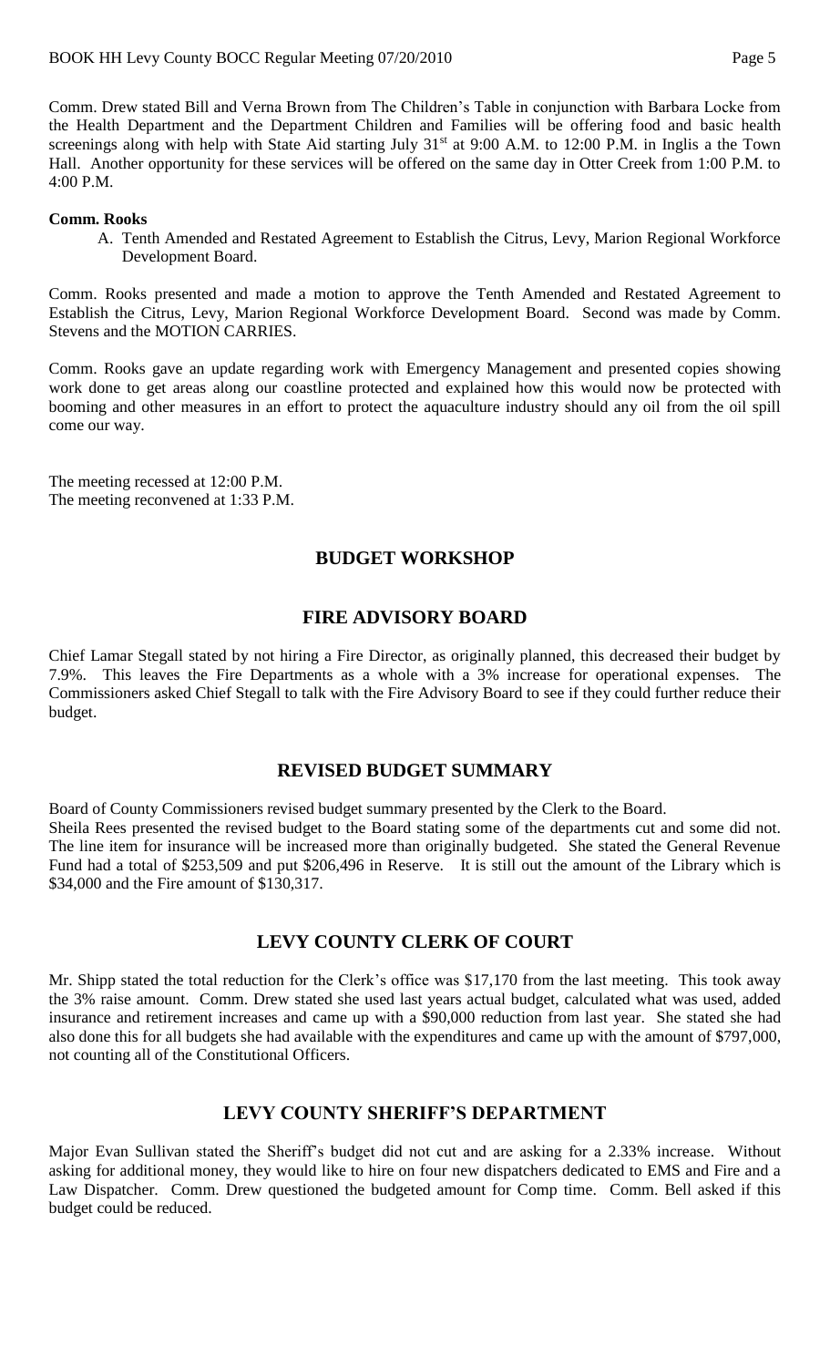Comm. Drew stated Bill and Verna Brown from The Children's Table in conjunction with Barbara Locke from the Health Department and the Department Children and Families will be offering food and basic health screenings along with help with State Aid starting July 31st at 9:00 A.M. to 12:00 P.M. in Inglis a the Town Hall. Another opportunity for these services will be offered on the same day in Otter Creek from 1:00 P.M. to 4:00 P.M.

**Comm. Rooks**

A. Tenth Amended and Restated Agreement to Establish the Citrus, Levy, Marion Regional Workforce Development Board.

Comm. Rooks presented and made a motion to approve the Tenth Amended and Restated Agreement to Establish the Citrus, Levy, Marion Regional Workforce Development Board. Second was made by Comm. Stevens and the MOTION CARRIES.

Comm. Rooks gave an update regarding work with Emergency Management and presented copies showing work done to get areas along our coastline protected and explained how this would now be protected with booming and other measures in an effort to protect the aquaculture industry should any oil from the oil spill come our way.

The meeting recessed at 12:00 P.M.
The meeting reconvened at 1:33 P.M.

## BUDGET WORKSHOP

## FIRE ADVISORY BOARD

Chief Lamar Stegall stated by not hiring a Fire Director, as originally planned, this decreased their budget by 7.9%. This leaves the Fire Departments as a whole with a 3% increase for operational expenses. The Commissioners asked Chief Stegall to talk with the Fire Advisory Board to see if they could further reduce their budget.

## REVISED BUDGET SUMMARY

Board of County Commissioners revised budget summary presented by the Clerk to the Board.
Sheila Rees presented the revised budget to the Board stating some of the departments cut and some did not. The line item for insurance will be increased more than originally budgeted. She stated the General Revenue Fund had a total of $253,509 and put $206,496 in Reserve. It is still out the amount of the Library which is $34,000 and the Fire amount of $130,317.

## LEVY COUNTY CLERK OF COURT

Mr. Shipp stated the total reduction for the Clerk's office was $17,170 from the last meeting. This took away the 3% raise amount. Comm. Drew stated she used last years actual budget, calculated what was used, added insurance and retirement increases and came up with a $90,000 reduction from last year. She stated she had also done this for all budgets she had available with the expenditures and came up with the amount of $797,000, not counting all of the Constitutional Officers.

## LEVY COUNTY SHERIFF'S DEPARTMENT

Major Evan Sullivan stated the Sheriff's budget did not cut and are asking for a 2.33% increase. Without asking for additional money, they would like to hire on four new dispatchers dedicated to EMS and Fire and a Law Dispatcher. Comm. Drew questioned the budgeted amount for Comp time. Comm. Bell asked if this budget could be reduced.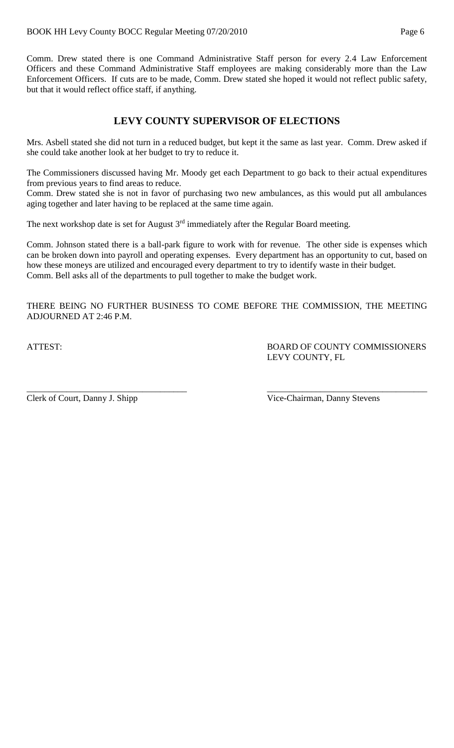Comm. Drew stated there is one Command Administrative Staff person for every 2.4 Law Enforcement Officers and these Command Administrative Staff employees are making considerably more than the Law Enforcement Officers. If cuts are to be made, Comm. Drew stated she hoped it would not reflect public safety, but that it would reflect office staff, if anything.

## LEVY COUNTY SUPERVISOR OF ELECTIONS

Mrs. Asbell stated she did not turn in a reduced budget, but kept it the same as last year. Comm. Drew asked if she could take another look at her budget to try to reduce it.

The Commissioners discussed having Mr. Moody get each Department to go back to their actual expenditures from previous years to find areas to reduce.

Comm. Drew stated she is not in favor of purchasing two new ambulances, as this would put all ambulances aging together and later having to be replaced at the same time again.

The next workshop date is set for August 3rd immediately after the Regular Board meeting.

Comm. Johnson stated there is a ball-park figure to work with for revenue. The other side is expenses which can be broken down into payroll and operating expenses. Every department has an opportunity to cut, based on how these moneys are utilized and encouraged every department to try to identify waste in their budget.

Comm. Bell asks all of the departments to pull together to make the budget work.

THERE BEING NO FURTHER BUSINESS TO COME BEFORE THE COMMISSION, THE MEETING ADJOURNED AT 2:46 P.M.

ATTEST:

BOARD OF COUNTY COMMISSIONERS
LEVY COUNTY, FL

___________________________________
Clerk of Court, Danny J. Shipp

___________________________________
Vice-Chairman, Danny Stevens